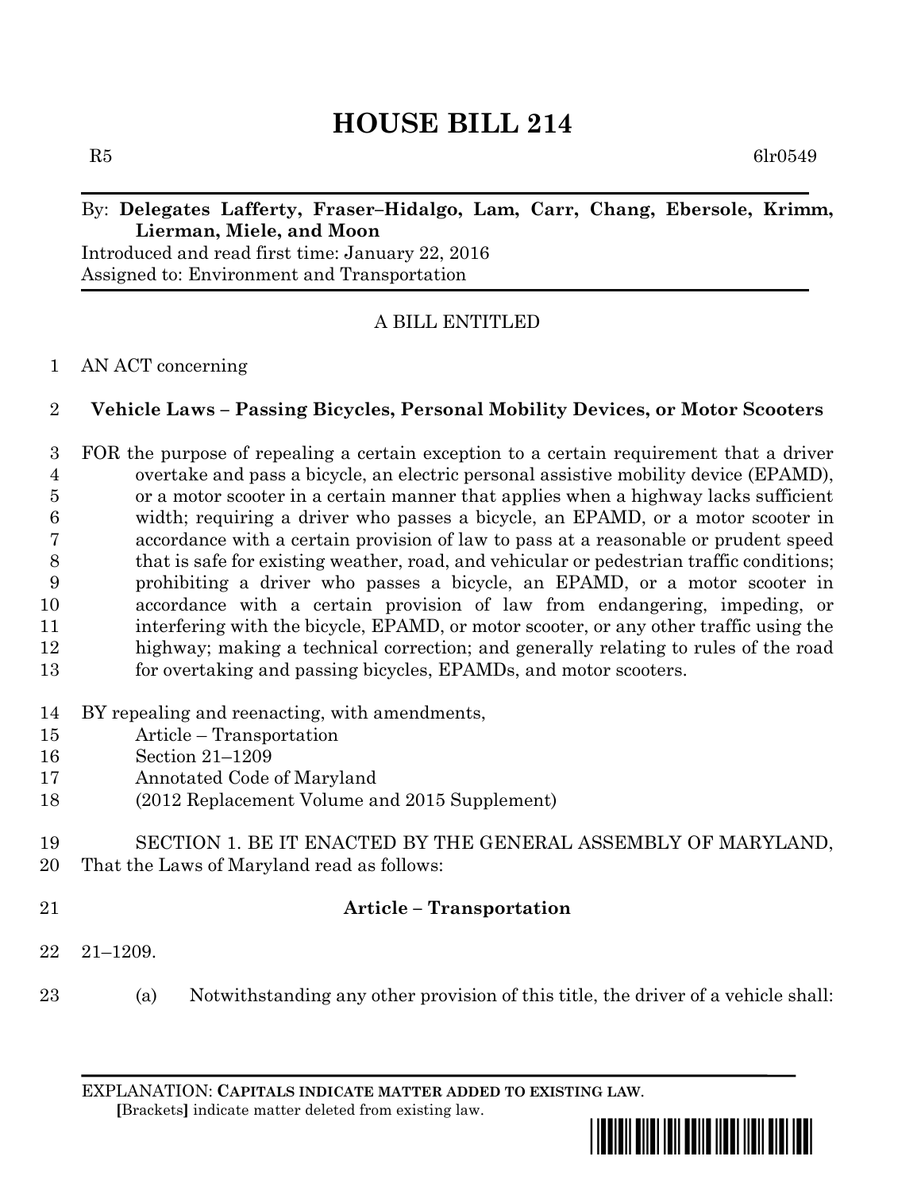# HOUSE BILL 214

R5 6lr0549

By: **Delegates Lafferty, Fraser–Hidalgo, Lam, Carr, Chang, Ebersole, Krimm, Lierman, Miele, and Moon**

Introduced and read first time: January 22, 2016

Assigned to: Environment and Transportation

A BILL ENTITLED

1 AN ACT concerning

2 **Vehicle Laws – Passing Bicycles, Personal Mobility Devices, or Motor Scooters**

3 FOR the purpose of repealing a certain exception to a certain requirement that a driver
4 overtake and pass a bicycle, an electric personal assistive mobility device (EPAMD),
5 or a motor scooter in a certain manner that applies when a highway lacks sufficient
6 width; requiring a driver who passes a bicycle, an EPAMD, or a motor scooter in
7 accordance with a certain provision of law to pass at a reasonable or prudent speed
8 that is safe for existing weather, road, and vehicular or pedestrian traffic conditions;
9 prohibiting a driver who passes a bicycle, an EPAMD, or a motor scooter in
10 accordance with a certain provision of law from endangering, impeding, or
11 interfering with the bicycle, EPAMD, or motor scooter, or any other traffic using the
12 highway; making a technical correction; and generally relating to rules of the road
13 for overtaking and passing bicycles, EPAMDs, and motor scooters.

14 BY repealing and reenacting, with amendments,
15 Article – Transportation
16 Section 21–1209
17 Annotated Code of Maryland
18 (2012 Replacement Volume and 2015 Supplement)

19 SECTION 1. BE IT ENACTED BY THE GENERAL ASSEMBLY OF MARYLAND,
20 That the Laws of Maryland read as follows:

21 **Article – Transportation**

22 21–1209.

23 (a) Notwithstanding any other provision of this title, the driver of a vehicle shall:

EXPLANATION: **CAPITALS INDICATE MATTER ADDED TO EXISTING LAW**.
**[**Brackets**]** indicate matter deleted from existing law.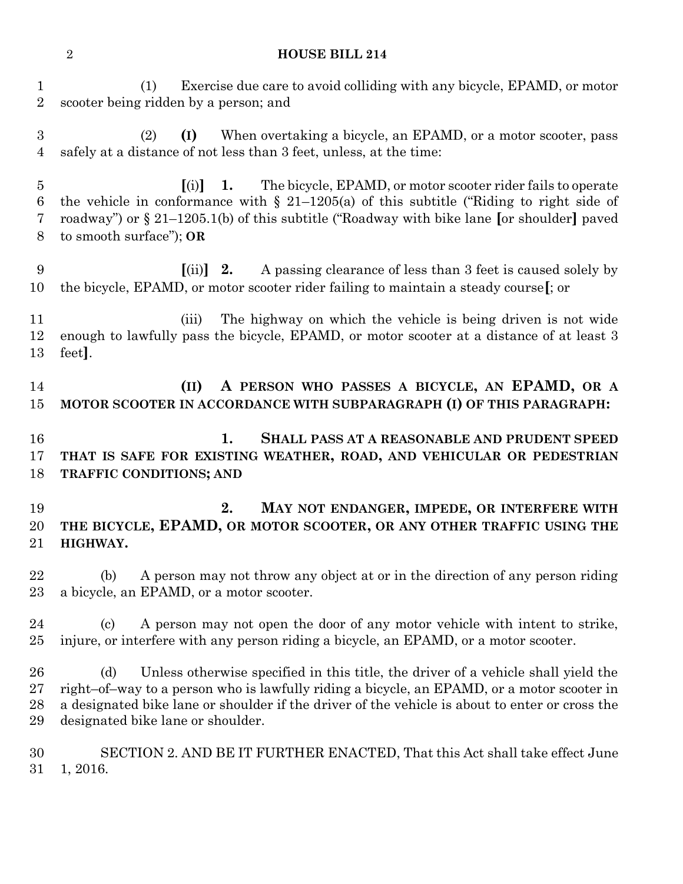(1) Exercise due care to avoid colliding with any bicycle, EPAMD, or motor scooter being ridden by a person; and

(2) **(I)** When overtaking a bicycle, an EPAMD, or a motor scooter, pass safely at a distance of not less than 3 feet, unless, at the time:

**[**(i)**]** **1.** The bicycle, EPAMD, or motor scooter rider fails to operate the vehicle in conformance with § 21–1205(a) of this subtitle ("Riding to right side of roadway") or § 21–1205.1(b) of this subtitle ("Roadway with bike lane **[**or shoulder**]** paved to smooth surface"); **OR**

**[**(ii)**]** **2.** A passing clearance of less than 3 feet is caused solely by the bicycle, EPAMD, or motor scooter rider failing to maintain a steady course**[**; or

(iii) The highway on which the vehicle is being driven is not wide enough to lawfully pass the bicycle, EPAMD, or motor scooter at a distance of at least 3 feet**]**.

**(II) A PERSON WHO PASSES A BICYCLE, AN EPAMD, OR A MOTOR SCOOTER IN ACCORDANCE WITH SUBPARAGRAPH (I) OF THIS PARAGRAPH:**

**1. SHALL PASS AT A REASONABLE AND PRUDENT SPEED THAT IS SAFE FOR EXISTING WEATHER, ROAD, AND VEHICULAR OR PEDESTRIAN TRAFFIC CONDITIONS; AND**

**2. MAY NOT ENDANGER, IMPEDE, OR INTERFERE WITH THE BICYCLE, EPAMD, OR MOTOR SCOOTER, OR ANY OTHER TRAFFIC USING THE HIGHWAY.**

(b) A person may not throw any object at or in the direction of any person riding a bicycle, an EPAMD, or a motor scooter.

(c) A person may not open the door of any motor vehicle with intent to strike, injure, or interfere with any person riding a bicycle, an EPAMD, or a motor scooter.

(d) Unless otherwise specified in this title, the driver of a vehicle shall yield the right–of–way to a person who is lawfully riding a bicycle, an EPAMD, or a motor scooter in a designated bike lane or shoulder if the driver of the vehicle is about to enter or cross the designated bike lane or shoulder.

SECTION 2. AND BE IT FURTHER ENACTED, That this Act shall take effect June 1, 2016.